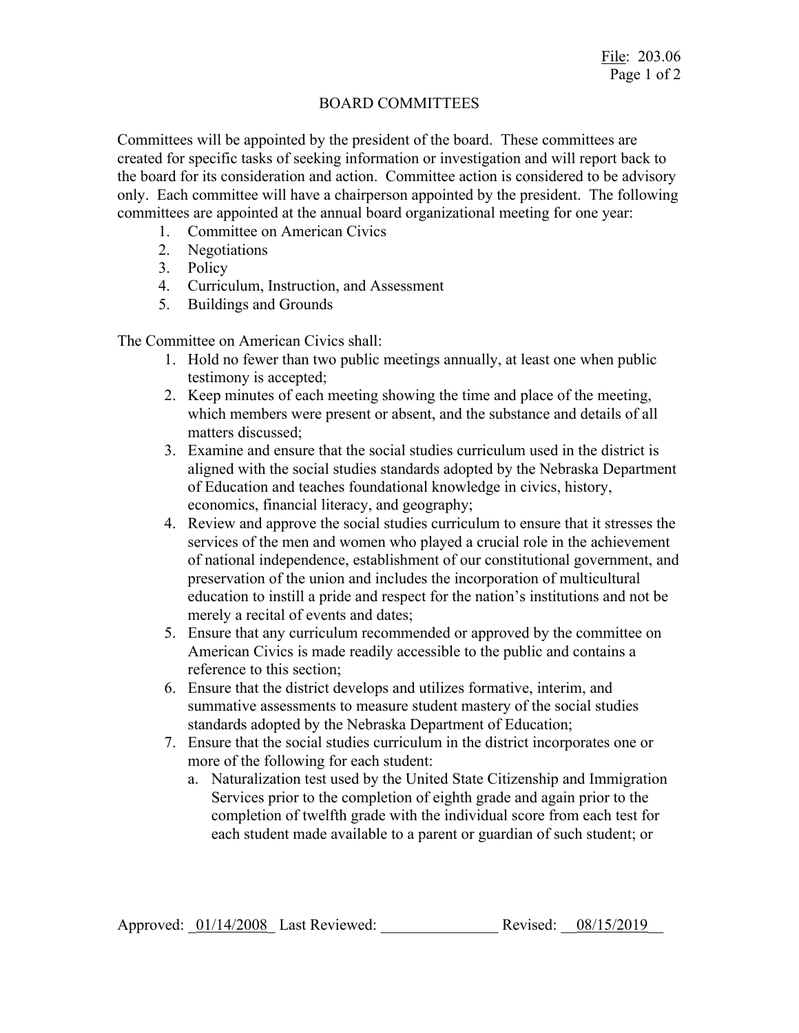# BOARD COMMITTEES

Committees will be appointed by the president of the board. These committees are created for specific tasks of seeking information or investigation and will report back to the board for its consideration and action. Committee action is considered to be advisory only. Each committee will have a chairperson appointed by the president. The following committees are appointed at the annual board organizational meeting for one year:

1. Committee on American Civics
2. Negotiations
3. Policy
4. Curriculum, Instruction, and Assessment
5. Buildings and Grounds

The Committee on American Civics shall:

1. Hold no fewer than two public meetings annually, at least one when public testimony is accepted;
2. Keep minutes of each meeting showing the time and place of the meeting, which members were present or absent, and the substance and details of all matters discussed;
3. Examine and ensure that the social studies curriculum used in the district is aligned with the social studies standards adopted by the Nebraska Department of Education and teaches foundational knowledge in civics, history, economics, financial literacy, and geography;
4. Review and approve the social studies curriculum to ensure that it stresses the services of the men and women who played a crucial role in the achievement of national independence, establishment of our constitutional government, and preservation of the union and includes the incorporation of multicultural education to instill a pride and respect for the nation's institutions and not be merely a recital of events and dates;
5. Ensure that any curriculum recommended or approved by the committee on American Civics is made readily accessible to the public and contains a reference to this section;
6. Ensure that the district develops and utilizes formative, interim, and summative assessments to measure student mastery of the social studies standards adopted by the Nebraska Department of Education;
7. Ensure that the social studies curriculum in the district incorporates one or more of the following for each student:
   a. Naturalization test used by the United State Citizenship and Immigration Services prior to the completion of eighth grade and again prior to the completion of twelfth grade with the individual score from each test for each student made available to a parent or guardian of such student; or

Approved: _01/14/2008_ Last Reviewed: _______________ Revised: __08/15/2019__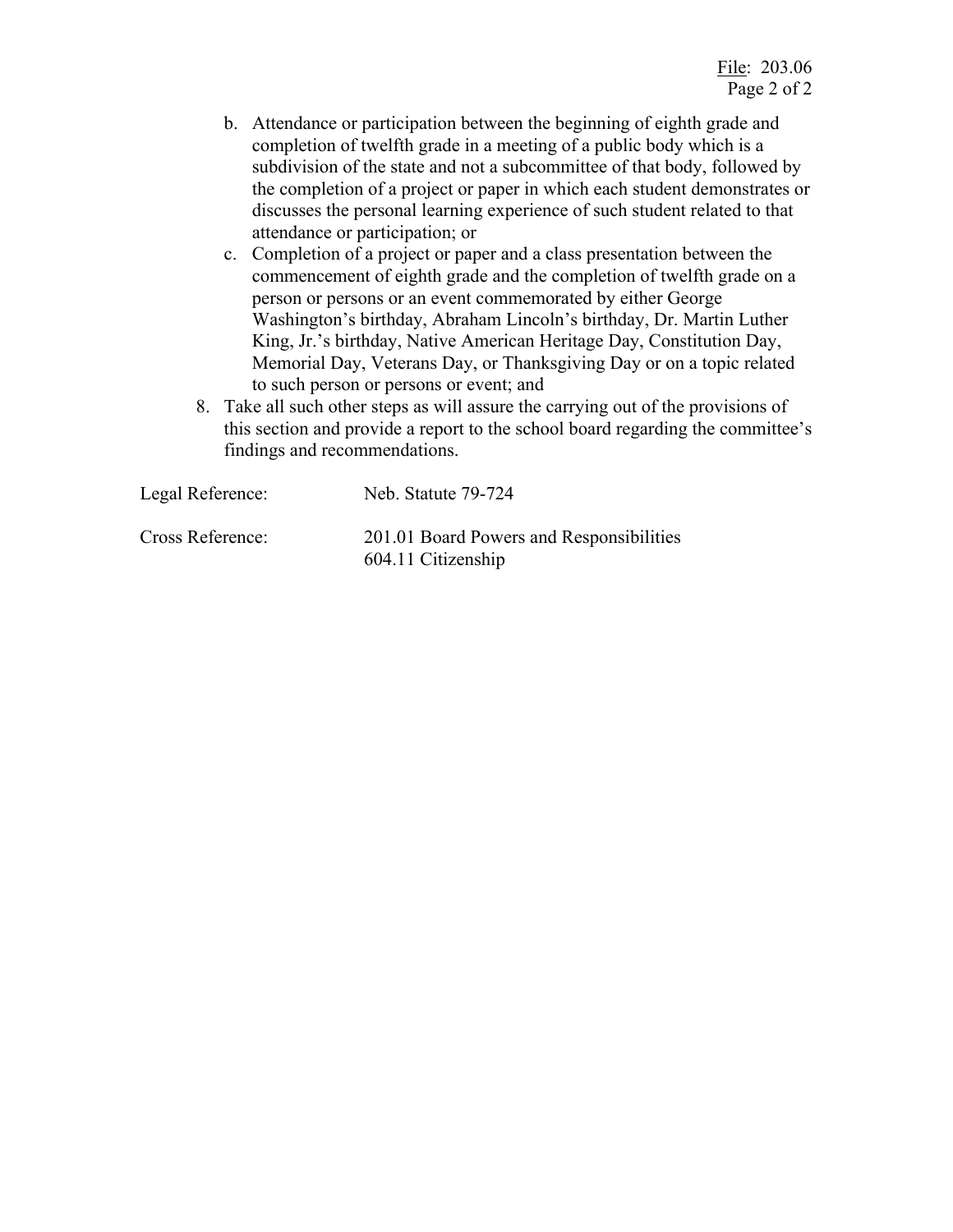b. Attendance or participation between the beginning of eighth grade and completion of twelfth grade in a meeting of a public body which is a subdivision of the state and not a subcommittee of that body, followed by the completion of a project or paper in which each student demonstrates or discusses the personal learning experience of such student related to that attendance or participation; or
   c. Completion of a project or paper and a class presentation between the commencement of eighth grade and the completion of twelfth grade on a person or persons or an event commemorated by either George Washington's birthday, Abraham Lincoln's birthday, Dr. Martin Luther King, Jr.'s birthday, Native American Heritage Day, Constitution Day, Memorial Day, Veterans Day, or Thanksgiving Day or on a topic related to such person or persons or event; and

8. Take all such other steps as will assure the carrying out of the provisions of this section and provide a report to the school board regarding the committee's findings and recommendations.

| | |
|---|---|
| Legal Reference: | Neb. Statute 79-724 |
| Cross Reference: | 201.01 Board Powers and Responsibilities<br>604.11 Citizenship |